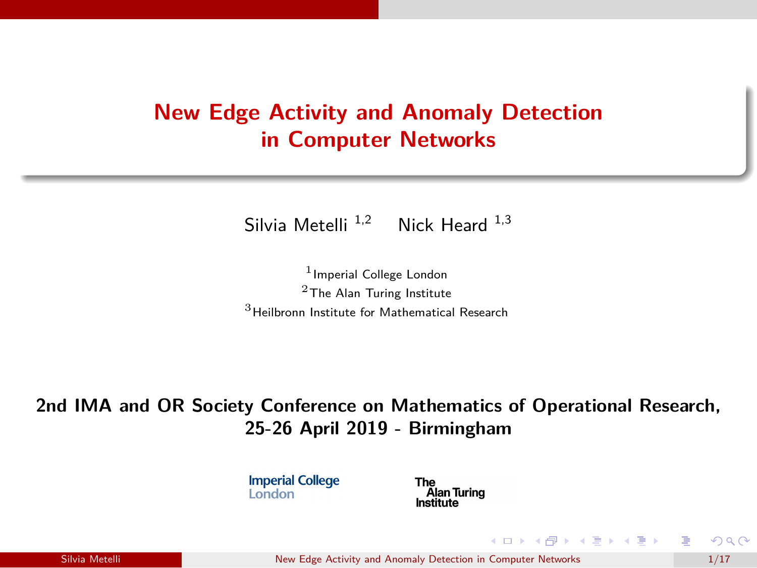# New Edge Activity and Anomaly Detection in Computer Networks

Silvia Metelli [1,2] Nick Heard [1,3]

[1] Imperial College London

[2] The Alan Turing Institute

[3] Heilbronn Institute for Mathematical Research

**2nd IMA and OR Society Conference on Mathematics of Operational Research, 25-26 April 2019 - Birmingham**

Imperial College London

The Alan Turing Institute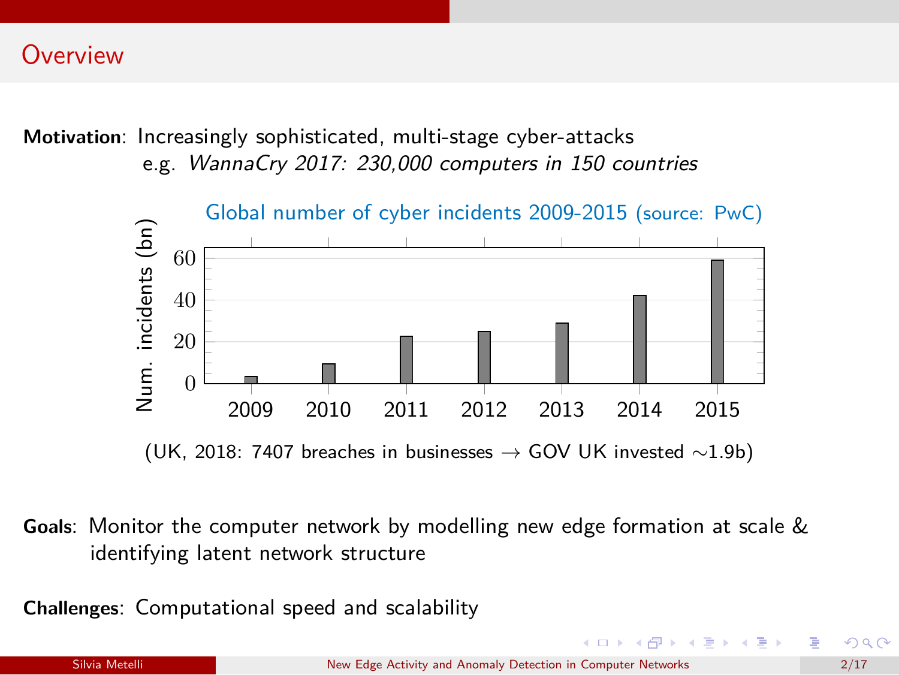## Overview

**Motivation**: Increasingly sophisticated, multi-stage cyber-attacks
e.g. *WannaCry 2017: 230,000 computers in 150 countries*

Global number of cyber incidents 2009-2015 (source: PwC)

| Year | Num. incidents (bn) |
|---|---|
| 2009 | 3.4 |
| 2010 | 9.4 |
| 2011 | 22.7 |
| 2012 | 24.9 |
| 2013 | 28.9 |
| 2014 | 42.2 |
| 2015 | 59 |

(UK, 2018: 7407 breaches in businesses → GOV UK invested ∼1.9b)

**Goals**: Monitor the computer network by modelling new edge formation at scale & identifying latent network structure

**Challenges**: Computational speed and scalability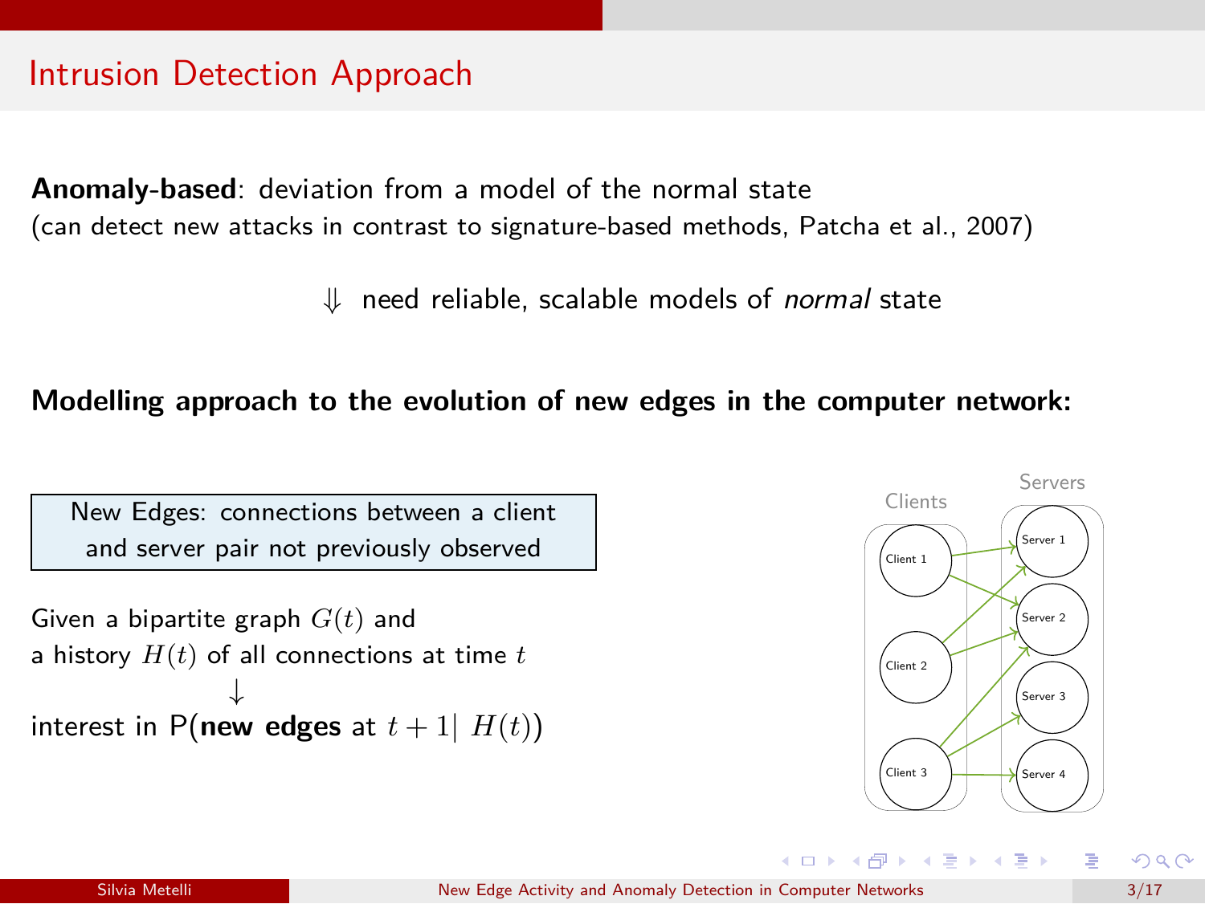# Intrusion Detection Approach

**Anomaly-based**: deviation from a model of the normal state
(can detect new attacks in contrast to signature-based methods, Patcha et al., 2007)

$\Downarrow$ need reliable, scalable models of *normal* state

**Modelling approach to the evolution of new edges in the computer network:**

New Edges: connections between a client and server pair not previously observed

Given a bipartite graph $G(t)$ and
a history $H(t)$ of all connections at time $t$

$\downarrow$

interest in P(**new edges** at $t+1| \ H(t)$)

Clients | Servers

Client 1, Client 2, Client 3 | Server 1, Server 2, Server 3, Server 4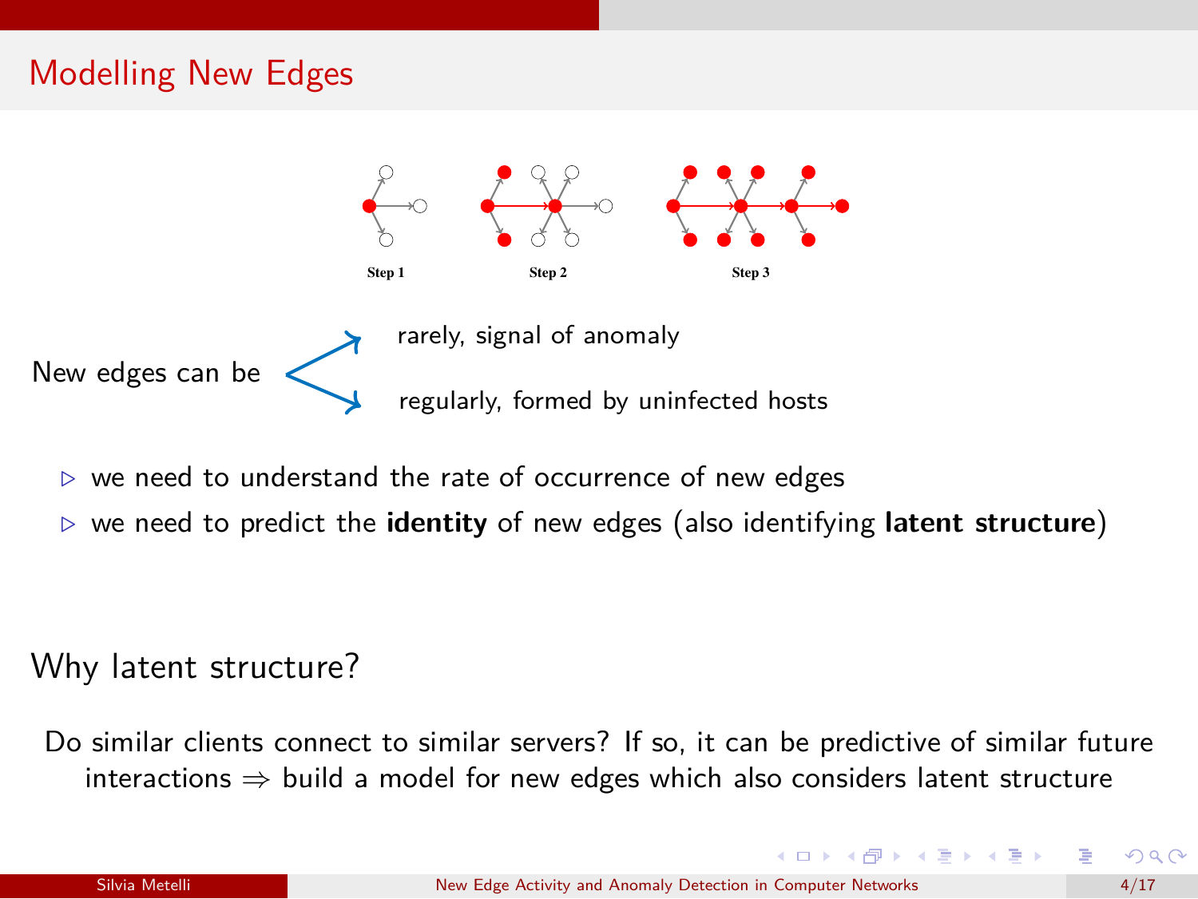# Modelling New Edges

Step 1 Step 2 Step 3

New edges can be
- rarely, signal of anomaly
- regularly, formed by uninfected hosts

- ▷ we need to understand the rate of occurrence of new edges
- ▷ we need to predict the **identity** of new edges (also identifying **latent structure**)

## Why latent structure?

Do similar clients connect to similar servers? If so, it can be predictive of similar future interactions ⇒ build a model for new edges which also considers latent structure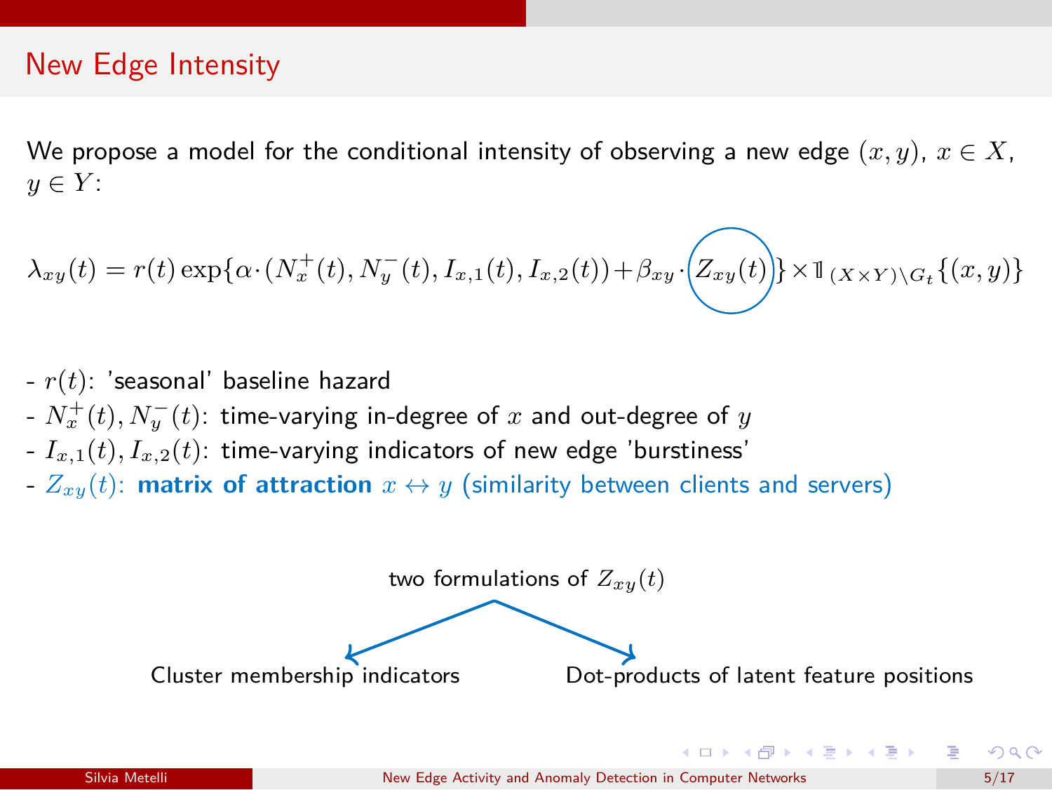## New Edge Intensity

We propose a model for the conditional intensity of observing a new edge $(x, y)$, $x \in X$, $y \in Y$:

$$\lambda_{xy}(t) = r(t) \exp\{\alpha \cdot (N_x^+(t), N_y^-(t), I_{x,1}(t), I_{x,2}(t)) + \beta_{xy} \cdot Z_{xy}(t)\} \times \mathbb{1}_{(X \times Y) \setminus G_t}\{(x, y)\}$$

- $r(t)$: 'seasonal' baseline hazard
- $N_x^+(t), N_y^-(t)$: time-varying in-degree of $x$ and out-degree of $y$
- $I_{x,1}(t), I_{x,2}(t)$: time-varying indicators of new edge 'burstiness'
- $Z_{xy}(t)$: **matrix of attraction** $x \leftrightarrow y$ (similarity between clients and servers)

two formulations of $Z_{xy}(t)$:

- Cluster membership indicators
- Dot-products of latent feature positions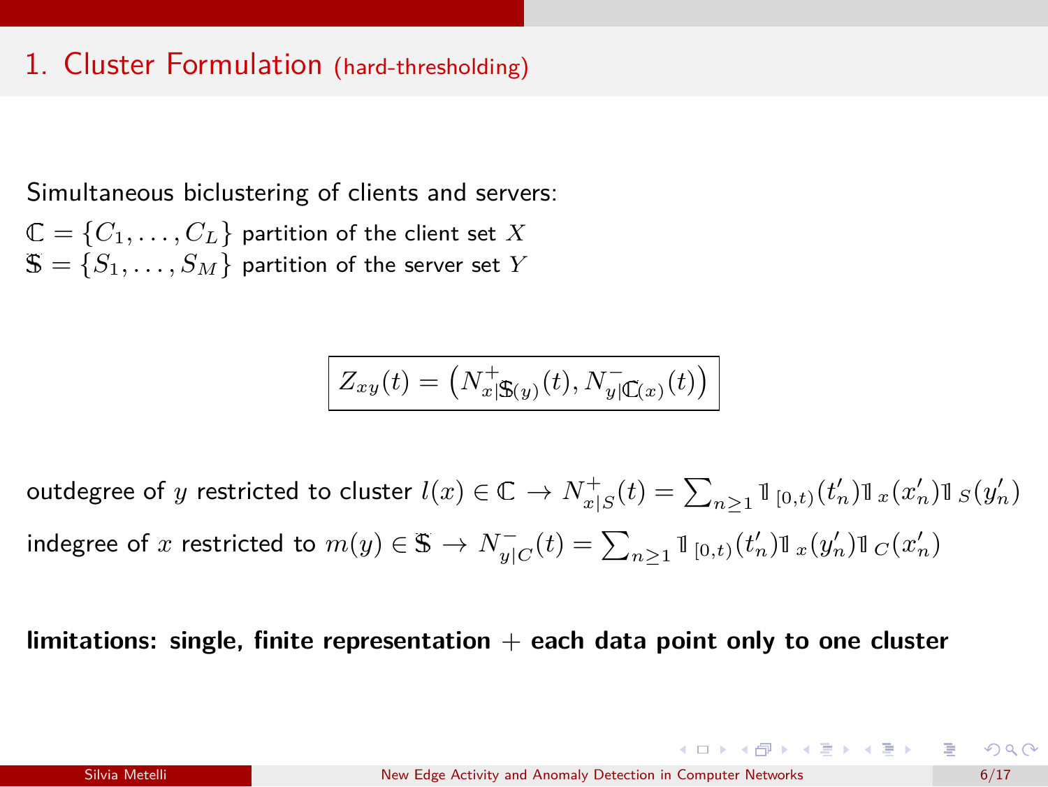# 1. Cluster Formulation (hard-thresholding)

Simultaneous biclustering of clients and servers:

$\mathbb{C} = \{C_1, \ldots, C_L\}$ partition of the client set $X$

$\mathbb{S} = \{S_1, \ldots, S_M\}$ partition of the server set $Y$

$$\boxed{Z_{xy}(t) = \left(N^{+}_{x|\mathbb{S}(y)}(t), N^{-}_{y|\mathbb{C}(x)}(t)\right)}$$

outdegree of $y$ restricted to cluster $l(x) \in \mathbb{C} \rightarrow N^{+}_{x|S}(t) = \sum_{n\geq 1} \mathbb{1}_{[0,t)}(t'_n)\mathbb{1}_{x}(x'_n)\mathbb{1}_{S}(y'_n)$

indegree of $x$ restricted to $m(y) \in \mathbb{S} \rightarrow N^{-}_{y|C}(t) = \sum_{n\geq 1} \mathbb{1}_{[0,t)}(t'_n)\mathbb{1}_{x}(y'_n)\mathbb{1}_{C}(x'_n)$

**limitations: single, finite representation + each data point only to one cluster**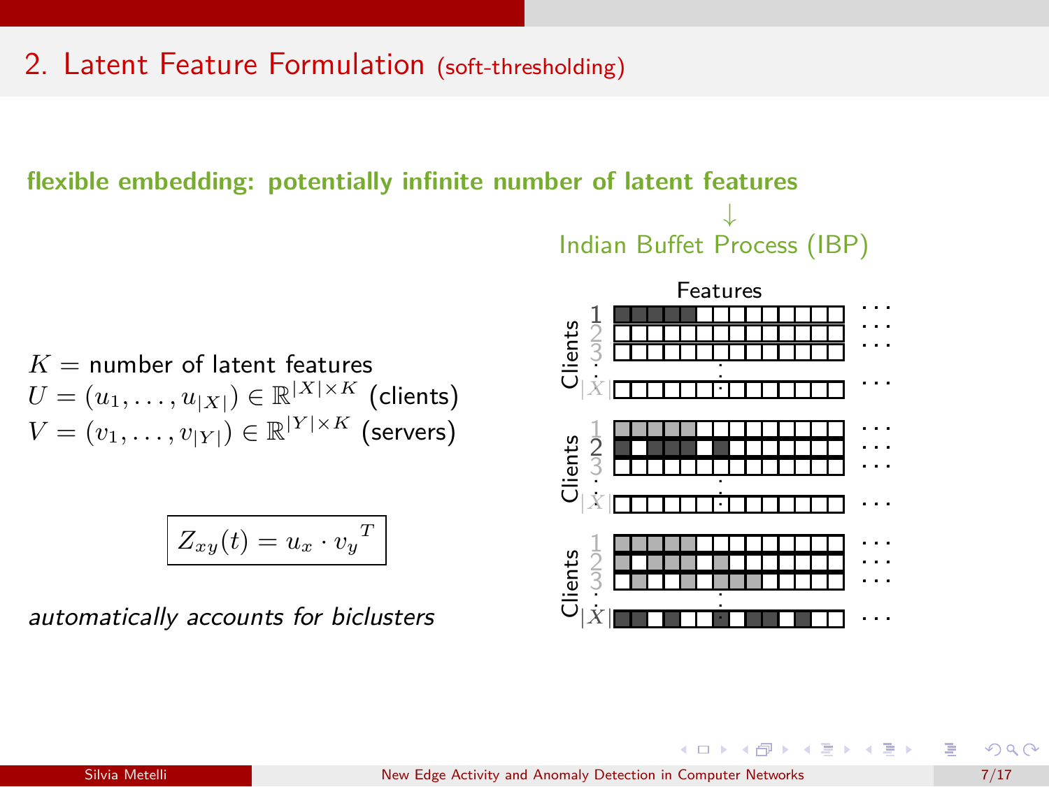## 2. Latent Feature Formulation (soft-thresholding)

**flexible embedding: potentially infinite number of latent features**

↓

Indian Buffet Process (IBP)

$K$ = number of latent features
$U = (u_1, \ldots, u_{|X|}) \in \mathbb{R}^{|X| \times K}$ (clients)
$V = (v_1, \ldots, v_{|Y|}) \in \mathbb{R}^{|Y| \times K}$ (servers)

$$\boxed{Z_{xy}(t) = u_x \cdot {v_y}^T}$$

*automatically accounts for biclusters*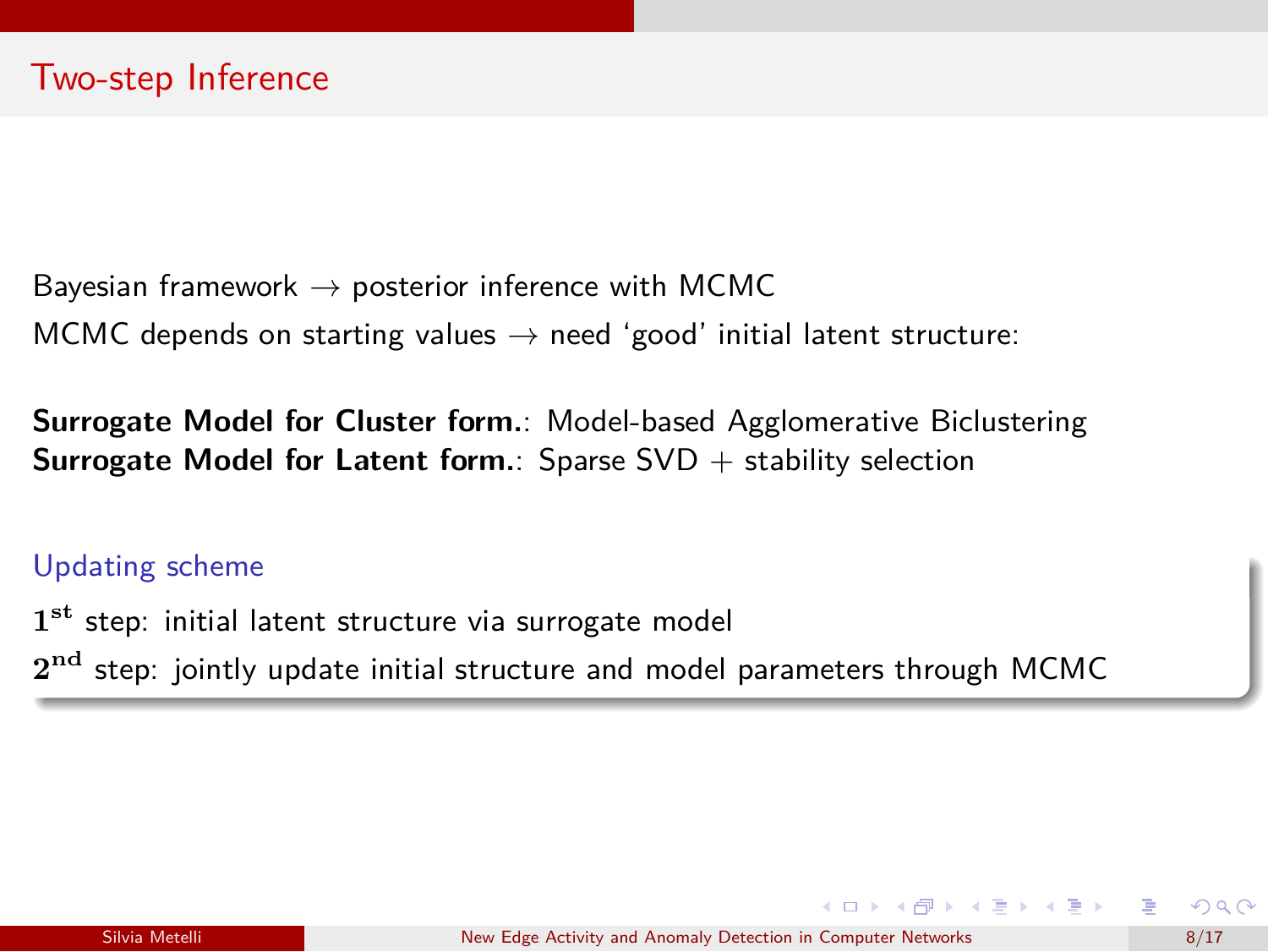# Two-step Inference

Bayesian framework $\rightarrow$ posterior inference with MCMC

MCMC depends on starting values $\rightarrow$ need ‘good’ initial latent structure:

**Surrogate Model for Cluster form.**: Model-based Agglomerative Biclustering
**Surrogate Model for Latent form.**: Sparse SVD + stability selection

### Updating scheme

$\mathbf{1^{st}}$ step: initial latent structure via surrogate model

$\mathbf{2^{nd}}$ step: jointly update initial structure and model parameters through MCMC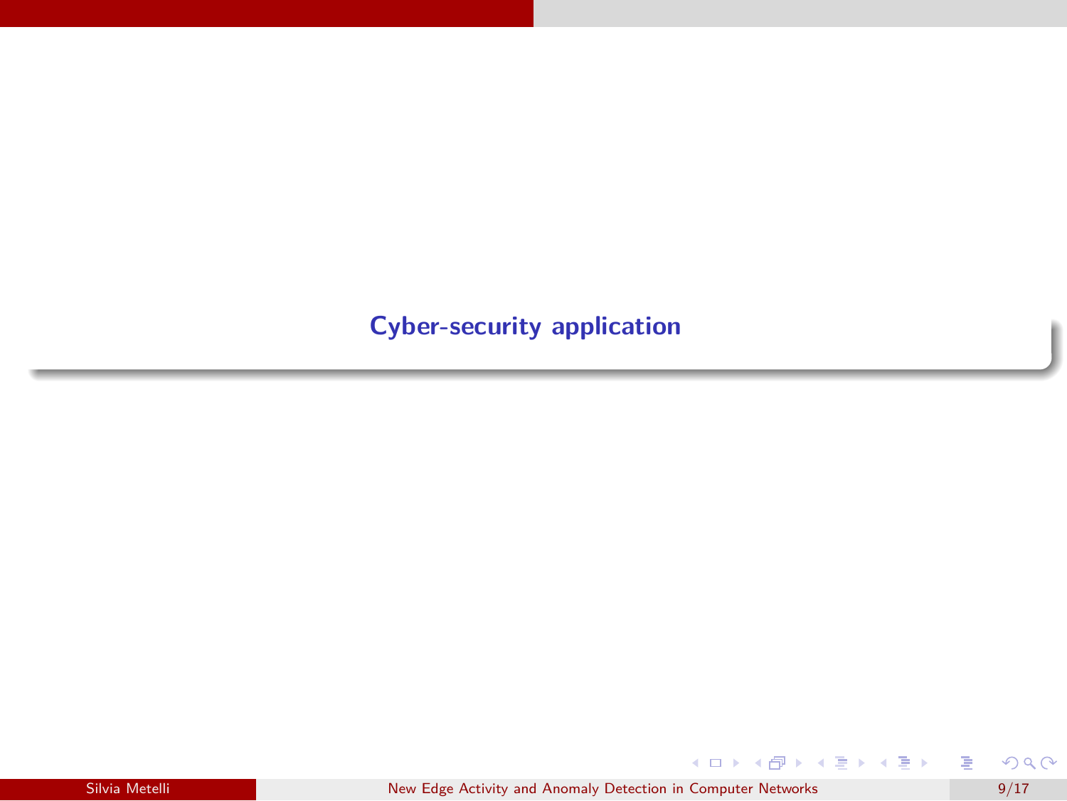# Cyber-security application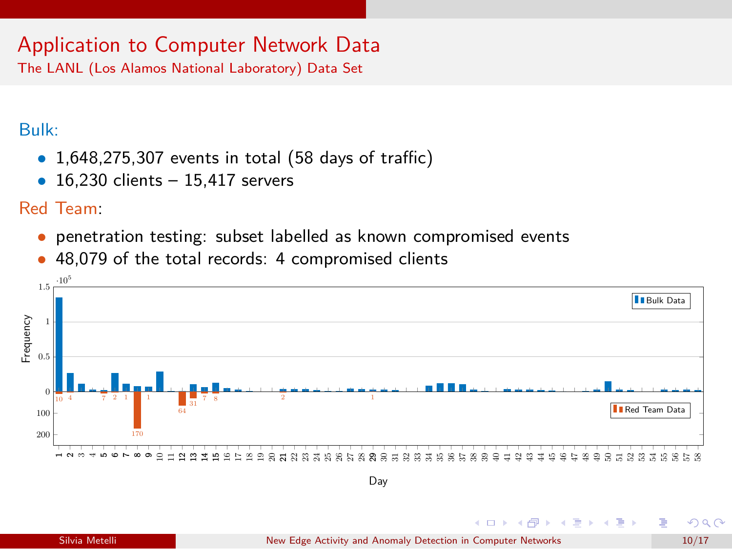# Application to Computer Network Data

## The LANL (Los Alamos National Laboratory) Data Set

Bulk:

- 1,648,275,307 events in total (58 days of traffic)
- 16,230 clients – 15,417 servers

Red Team:

- penetration testing: subset labelled as known compromised events
- 48,079 of the total records: 4 compromised clients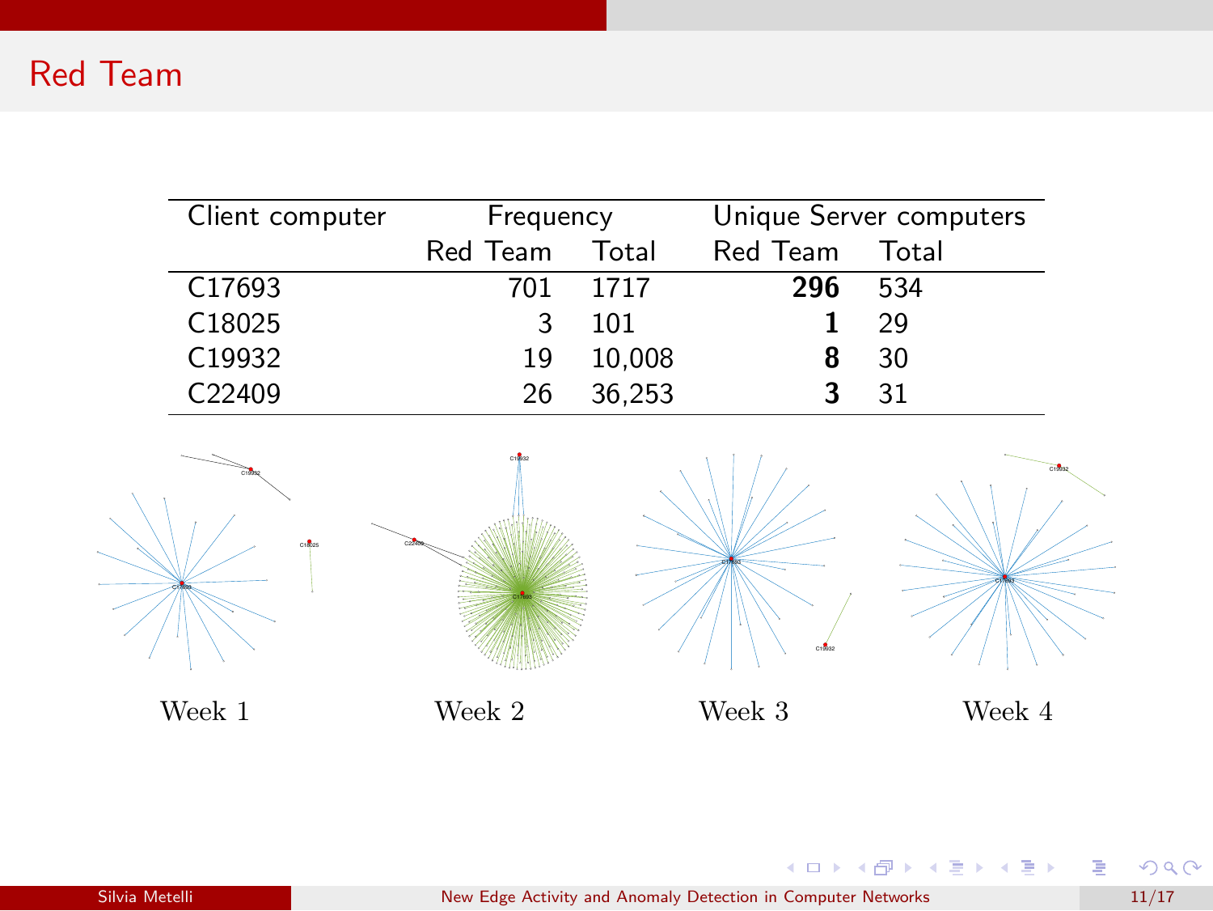# Red Team

| Client computer | Frequency | | Unique Server computers | |
|---|---|---|---|---|
| | Red Team | Total | Red Team | Total |
| C17693 | 701 | 1717 | **296** | 534 |
| C18025 | 3 | 101 | **1** | 29 |
| C19932 | 19 | 10,008 | **8** | 30 |
| C22409 | 26 | 36,253 | **3** | 31 |

Week 1 Week 2 Week 3 Week 4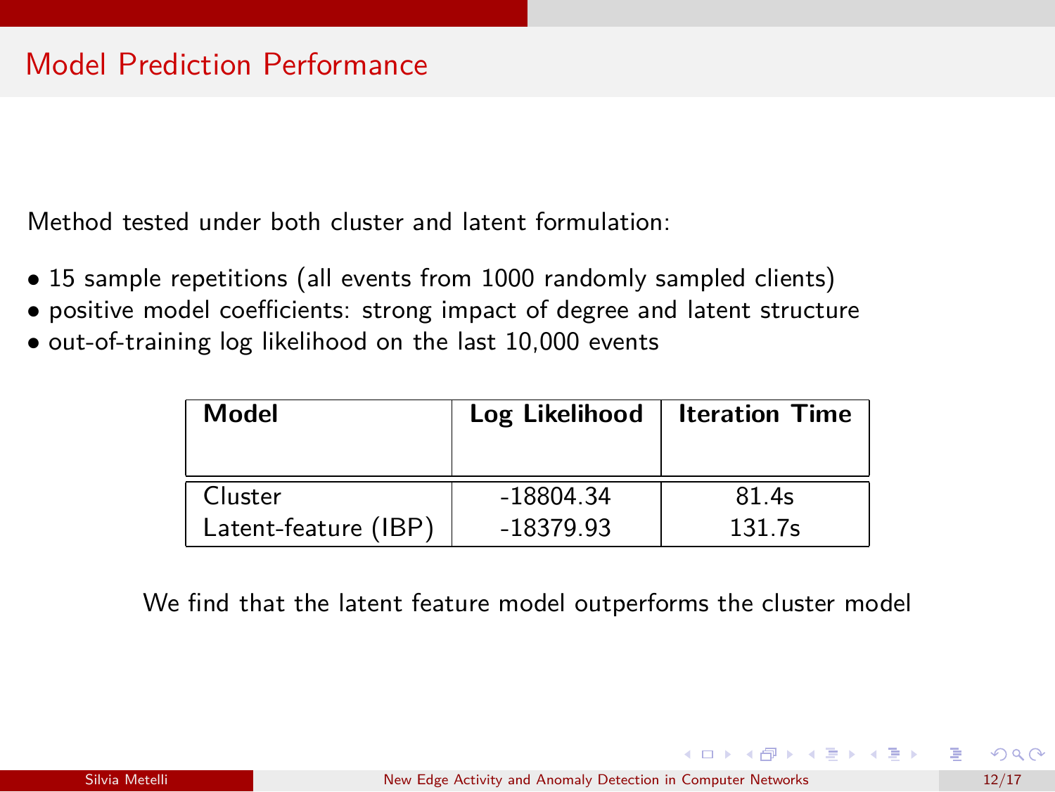# Model Prediction Performance

Method tested under both cluster and latent formulation:

- 15 sample repetitions (all events from 1000 randomly sampled clients)
- positive model coefficients: strong impact of degree and latent structure
- out-of-training log likelihood on the last 10,000 events

| **Model** | **Log Likelihood** | **Iteration Time** |
|---|---|---|
| Cluster | -18804.34 | 81.4s |
| Latent-feature (IBP) | -18379.93 | 131.7s |

We find that the latent feature model outperforms the cluster model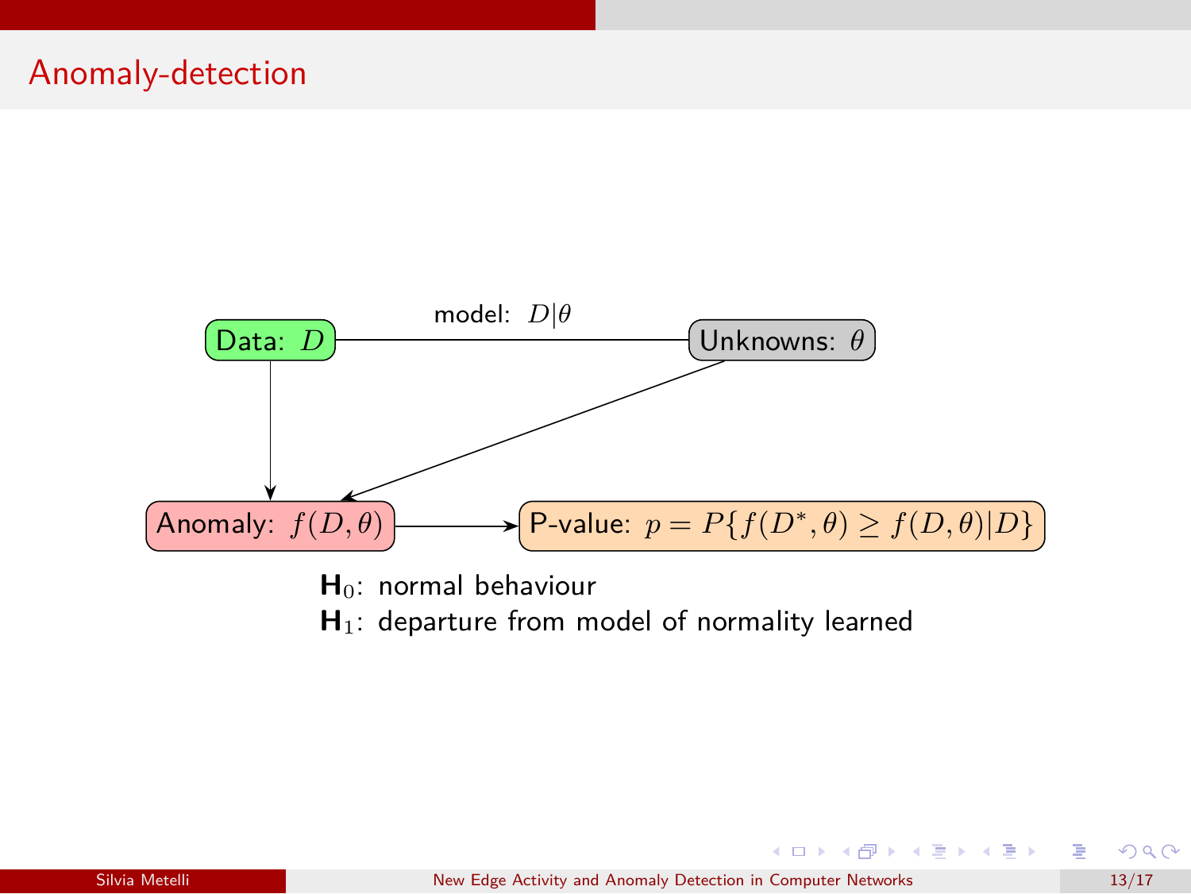## Anomaly-detection

Data: $D$ — model: $D|\theta$ — Unknowns: $\theta$

Anomaly: $f(D, \theta)$

P-value: $p = P\{f(D^*, \theta) \geq f(D, \theta)|D\}$

$\mathbf{H}_0$: normal behaviour

$\mathbf{H}_1$: departure from model of normality learned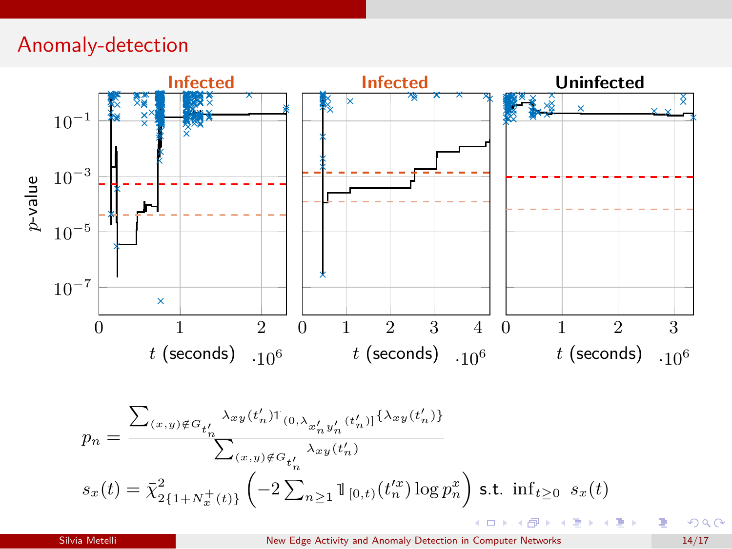## Anomaly-detection

Infected | Infected | Uninfected

$p$-value; $t$ (seconds) $\cdot 10^6$

$$p_n = \frac{\sum_{(x,y)\notin G_{t'_n}} \lambda_{xy}(t'_n) \mathbb{1}_{(0,\lambda_{x'_n y'_n}(t'_n)]}\{\lambda_{xy}(t'_n)\}}{\sum_{(x,y)\notin G_{t'_n}} \lambda_{xy}(t'_n)}$$

$$s_x(t) = \bar{\chi}^2_{2\{1+N_x^+(t)\}}\left(-2\sum_{n\geq 1} \mathbb{1}_{[0,t)}(t'^x_n)\log p^x_n\right) \text{ s.t. } \inf_{t\geq 0}\ s_x(t)$$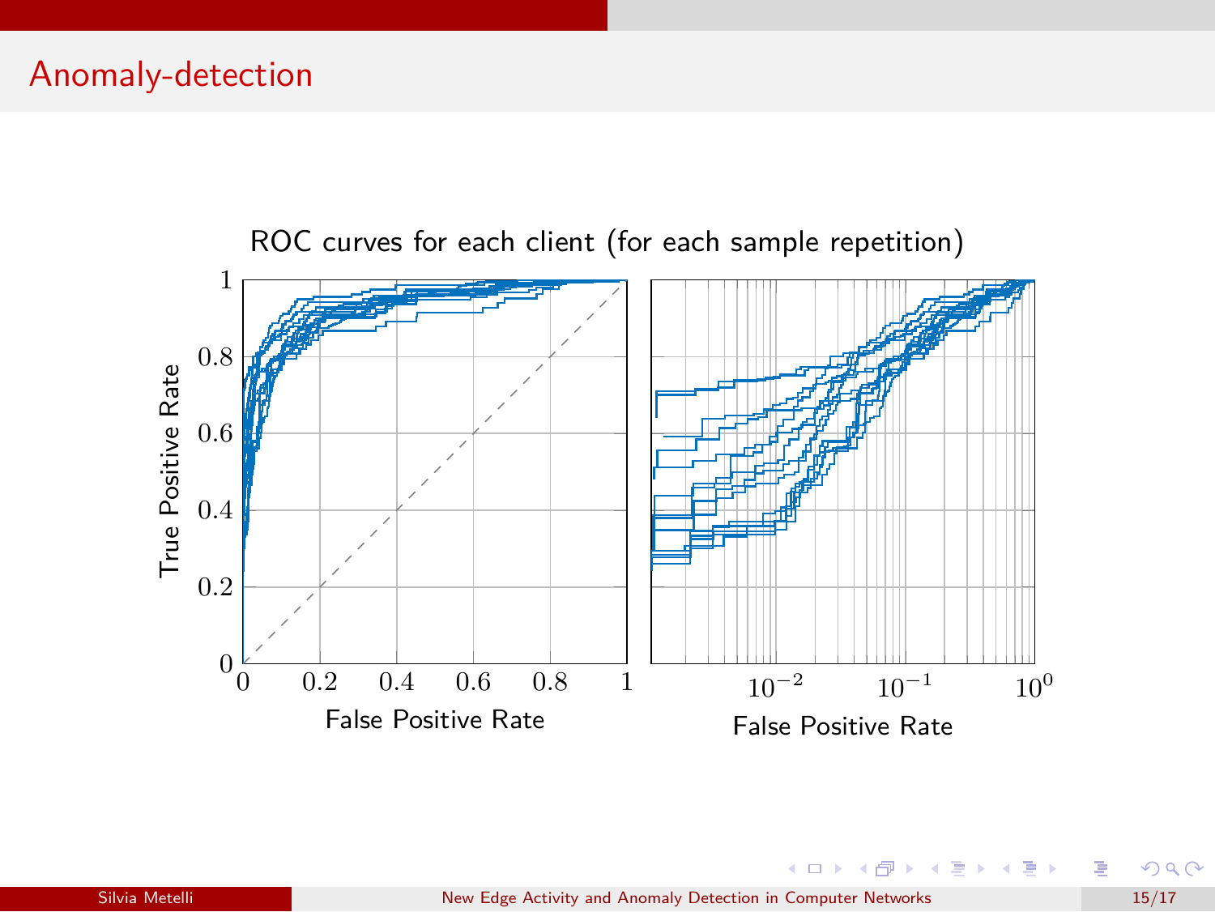# Anomaly-detection

ROC curves for each client (for each sample repetition)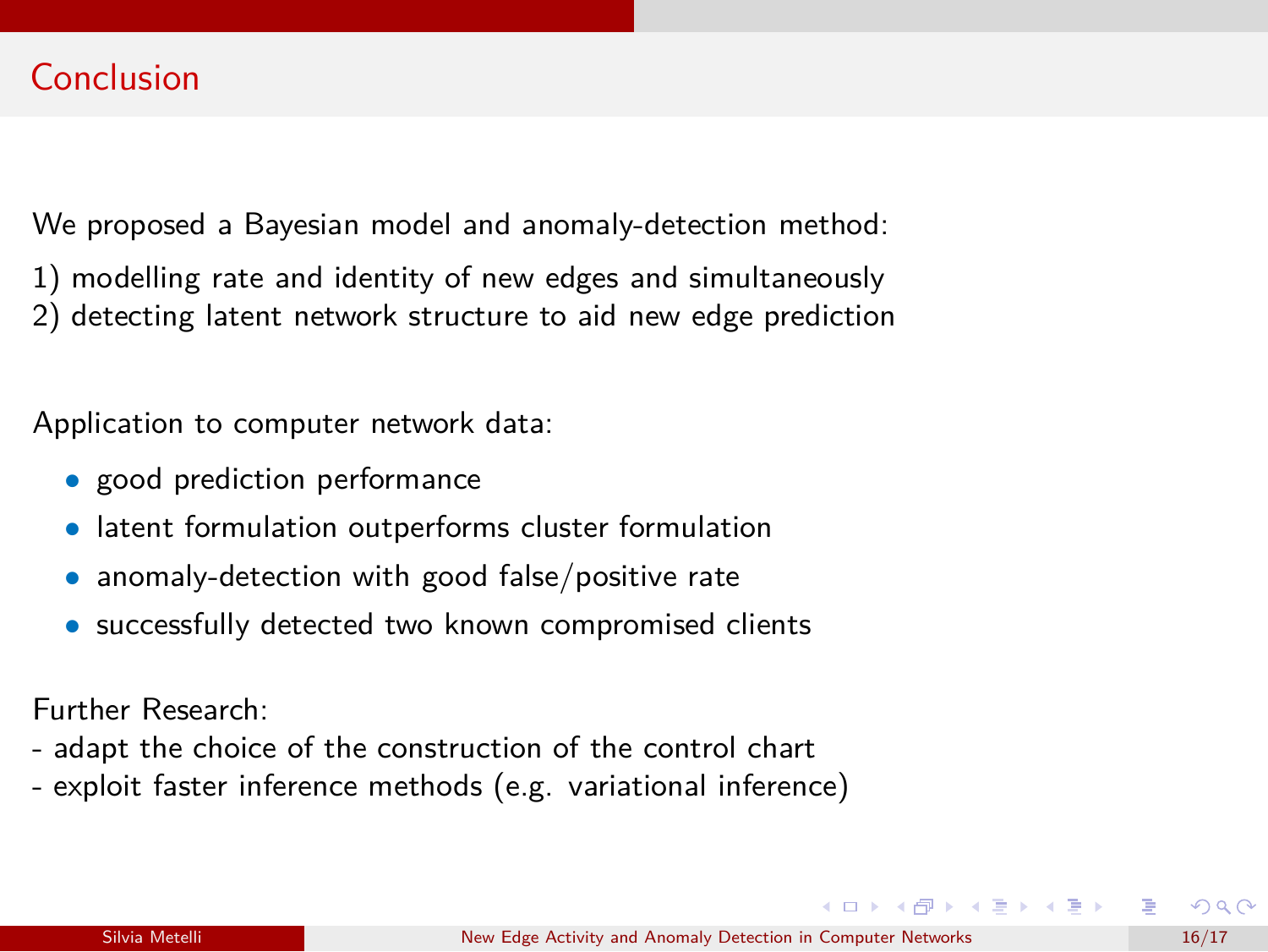## Conclusion

We proposed a Bayesian model and anomaly-detection method:

1) modelling rate and identity of new edges and simultaneously
2) detecting latent network structure to aid new edge prediction

Application to computer network data:

- good prediction performance
- latent formulation outperforms cluster formulation
- anomaly-detection with good false/positive rate
- successfully detected two known compromised clients

Further Research:

- adapt the choice of the construction of the control chart
- exploit faster inference methods (e.g. variational inference)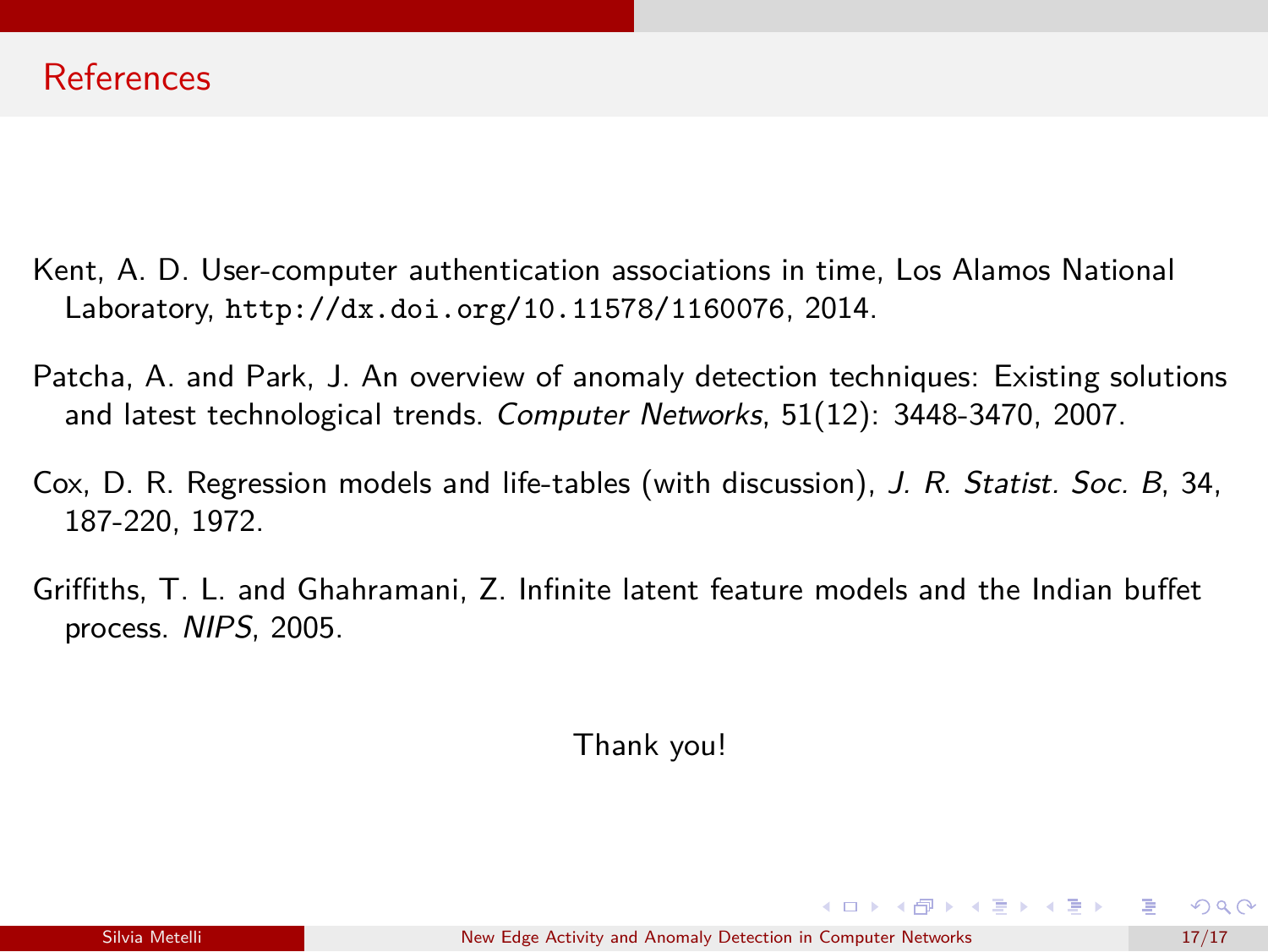## References

Kent, A. D. User-computer authentication associations in time, Los Alamos National Laboratory, `http://dx.doi.org/10.11578/1160076`, 2014.

Patcha, A. and Park, J. An overview of anomaly detection techniques: Existing solutions and latest technological trends. *Computer Networks*, 51(12): 3448-3470, 2007.

Cox, D. R. Regression models and life-tables (with discussion), *J. R. Statist. Soc. B*, 34, 187-220, 1972.

Griffiths, T. L. and Ghahramani, Z. Infinite latent feature models and the Indian buffet process. *NIPS*, 2005.

Thank you!